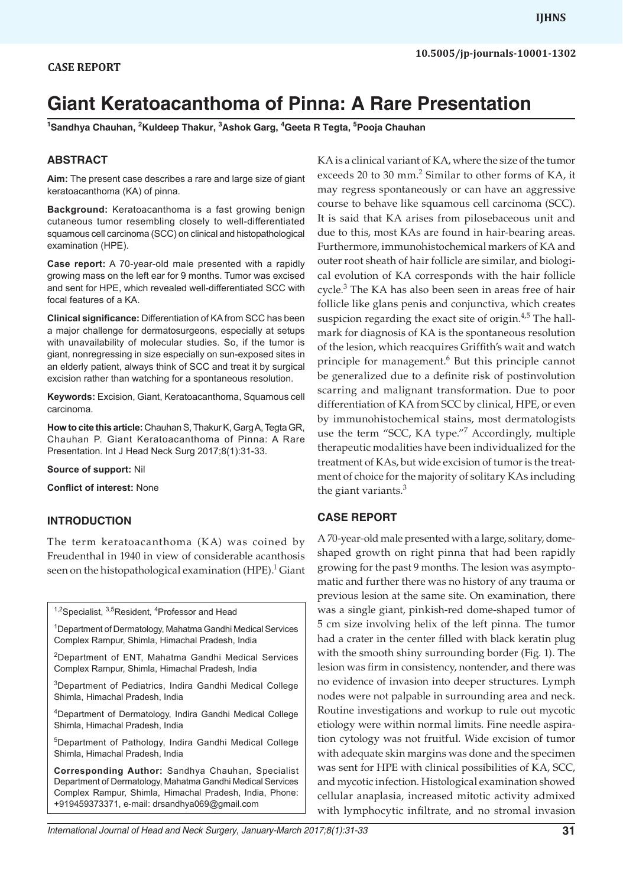**CASE REPORT**

10.5005/jp-journals-10001-1302

# Giant Keratoacanthoma of Pinna: A Rare Presentation

[1]Sandhya Chauhan, [2]Kuldeep Thakur, [3]Ashok Garg, [4]Geeta R Tegta, [5]Pooja Chauhan

## ABSTRACT

**Aim:** The present case describes a rare and large size of giant keratoacanthoma (KA) of pinna.

**Background:** Keratoacanthoma is a fast growing benign cutaneous tumor resembling closely to well-differentiated squamous cell carcinoma (SCC) on clinical and histopathological examination (HPE).

**Case report:** A 70-year-old male presented with a rapidly growing mass on the left ear for 9 months. Tumor was excised and sent for HPE, which revealed well-differentiated SCC with focal features of a KA.

**Clinical significance:** Differentiation of KA from SCC has been a major challenge for dermatosurgeons, especially at setups with unavailability of molecular studies. So, if the tumor is giant, nonregressing in size especially on sun-exposed sites in an elderly patient, always think of SCC and treat it by surgical excision rather than watching for a spontaneous resolution.

**Keywords:** Excision, Giant, Keratoacanthoma, Squamous cell carcinoma.

**How to cite this article:** Chauhan S, Thakur K, Garg A, Tegta GR, Chauhan P. Giant Keratoacanthoma of Pinna: A Rare Presentation. Int J Head Neck Surg 2017;8(1):31-33.

**Source of support:** Nil

**Conflict of interest:** None

## INTRODUCTION

The term keratoacanthoma (KA) was coined by Freudenthal in 1940 in view of considerable acanthosis seen on the histopathological examination (HPE).[1] Giant KA is a clinical variant of KA, where the size of the tumor exceeds 20 to 30 mm.[2] Similar to other forms of KA, it may regress spontaneously or can have an aggressive course to behave like squamous cell carcinoma (SCC). It is said that KA arises from pilosebaceous unit and due to this, most KAs are found in hair-bearing areas. Furthermore, immunohistochemical markers of KA and outer root sheath of hair follicle are similar, and biological evolution of KA corresponds with the hair follicle cycle.[3] The KA has also been seen in areas free of hair follicle like glans penis and conjunctiva, which creates suspicion regarding the exact site of origin.[4,5] The hallmark for diagnosis of KA is the spontaneous resolution of the lesion, which reacquires Griffith's wait and watch principle for management.[6] But this principle cannot be generalized due to a definite risk of postinvolution scarring and malignant transformation. Due to poor differentiation of KA from SCC by clinical, HPE, or even by immunohistochemical stains, most dermatologists use the term "SCC, KA type."[7] Accordingly, multiple therapeutic modalities have been individualized for the treatment of KAs, but wide excision of tumor is the treatment of choice for the majority of solitary KAs including the giant variants.[3]

## CASE REPORT

A 70-year-old male presented with a large, solitary, dome-shaped growth on right pinna that had been rapidly growing for the past 9 months. The lesion was asymptomatic and further there was no history of any trauma or previous lesion at the same site. On examination, there was a single giant, pinkish-red dome-shaped tumor of 5 cm size involving helix of the left pinna. The tumor had a crater in the center filled with black keratin plug with the smooth shiny surrounding border (Fig. 1). The lesion was firm in consistency, nontender, and there was no evidence of invasion into deeper structures. Lymph nodes were not palpable in surrounding area and neck. Routine investigations and workup to rule out mycotic etiology were within normal limits. Fine needle aspiration cytology was not fruitful. Wide excision of tumor with adequate skin margins was done and the specimen was sent for HPE with clinical possibilities of KA, SCC, and mycotic infection. Histological examination showed cellular anaplasia, increased mitotic activity admixed with lymphocytic infiltrate, and no stromal invasion

---

[1,2]Specialist, [3,5]Resident, [4]Professor and Head

[1]Department of Dermatology, Mahatma Gandhi Medical Services Complex Rampur, Shimla, Himachal Pradesh, India

[2]Department of ENT, Mahatma Gandhi Medical Services Complex Rampur, Shimla, Himachal Pradesh, India

[3]Department of Pediatrics, Indira Gandhi Medical College Shimla, Himachal Pradesh, India

[4]Department of Dermatology, Indira Gandhi Medical College Shimla, Himachal Pradesh, India

[5]Department of Pathology, Indira Gandhi Medical College Shimla, Himachal Pradesh, India

**Corresponding Author:** Sandhya Chauhan, Specialist Department of Dermatology, Mahatma Gandhi Medical Services Complex Rampur, Shimla, Himachal Pradesh, India, Phone: +919459373371, e-mail: drsandhya069@gmail.com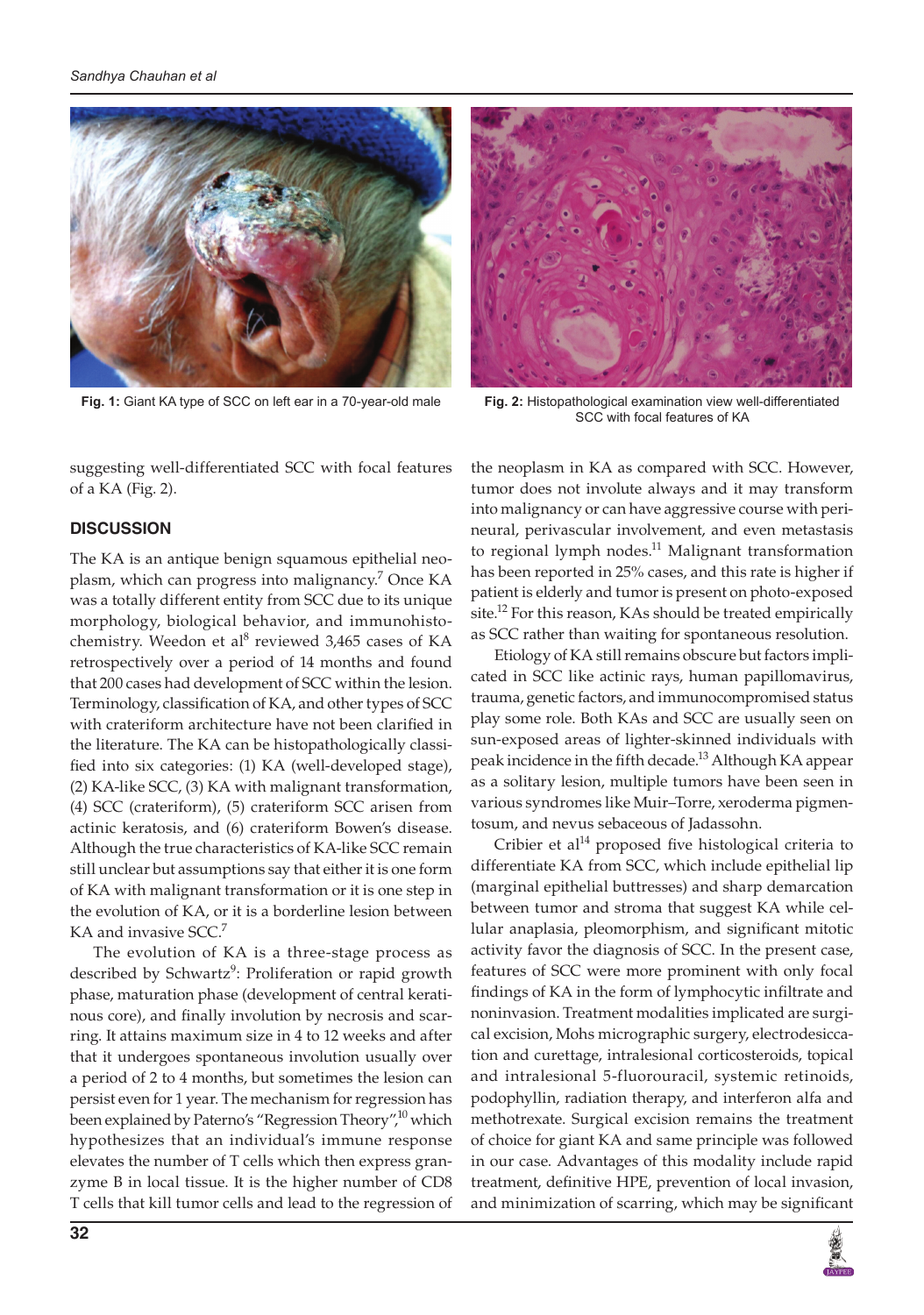Fig. 1: Giant KA type of SCC on left ear in a 70-year-old male

Fig. 2: Histopathological examination view well-differentiated SCC with focal features of KA

suggesting well-differentiated SCC with focal features of a KA (Fig. 2).

## DISCUSSION

The KA is an antique benign squamous epithelial neoplasm, which can progress into malignancy.[7] Once KA was a totally different entity from SCC due to its unique morphology, biological behavior, and immunohistochemistry. Weedon et al[8] reviewed 3,465 cases of KA retrospectively over a period of 14 months and found that 200 cases had development of SCC within the lesion. Terminology, classification of KA, and other types of SCC with crateriform architecture have not been clarified in the literature. The KA can be histopathologically classified into six categories: (1) KA (well-developed stage), (2) KA-like SCC, (3) KA with malignant transformation, (4) SCC (crateriform), (5) crateriform SCC arisen from actinic keratosis, and (6) crateriform Bowen's disease. Although the true characteristics of KA-like SCC remain still unclear but assumptions say that either it is one form of KA with malignant transformation or it is one step in the evolution of KA, or it is a borderline lesion between KA and invasive SCC.[7]

The evolution of KA is a three-stage process as described by Schwartz[9]: Proliferation or rapid growth phase, maturation phase (development of central keratinous core), and finally involution by necrosis and scarring. It attains maximum size in 4 to 12 weeks and after that it undergoes spontaneous involution usually over a period of 2 to 4 months, but sometimes the lesion can persist even for 1 year. The mechanism for regression has been explained by Paterno's "Regression Theory",[10] which hypothesizes that an individual's immune response elevates the number of T cells which then express granzyme B in local tissue. It is the higher number of CD8 T cells that kill tumor cells and lead to the regression of the neoplasm in KA as compared with SCC. However, tumor does not involute always and it may transform into malignancy or can have aggressive course with perineural, perivascular involvement, and even metastasis to regional lymph nodes.[11] Malignant transformation has been reported in 25% cases, and this rate is higher if patient is elderly and tumor is present on photo-exposed site.[12] For this reason, KAs should be treated empirically as SCC rather than waiting for spontaneous resolution.

Etiology of KA still remains obscure but factors implicated in SCC like actinic rays, human papillomavirus, trauma, genetic factors, and immunocompromised status play some role. Both KAs and SCC are usually seen on sun-exposed areas of lighter-skinned individuals with peak incidence in the fifth decade.[13] Although KA appear as a solitary lesion, multiple tumors have been seen in various syndromes like Muir–Torre, xeroderma pigmentosum, and nevus sebaceous of Jadassohn.

Cribier et al[14] proposed five histological criteria to differentiate KA from SCC, which include epithelial lip (marginal epithelial buttresses) and sharp demarcation between tumor and stroma that suggest KA while cellular anaplasia, pleomorphism, and significant mitotic activity favor the diagnosis of SCC. In the present case, features of SCC were more prominent with only focal findings of KA in the form of lymphocytic infiltrate and noninvasion. Treatment modalities implicated are surgical excision, Mohs micrographic surgery, electrodesiccation and curettage, intralesional corticosteroids, topical and intralesional 5-fluorouracil, systemic retinoids, podophyllin, radiation therapy, and interferon alfa and methotrexate. Surgical excision remains the treatment of choice for giant KA and same principle was followed in our case. Advantages of this modality include rapid treatment, definitive HPE, prevention of local invasion, and minimization of scarring, which may be significant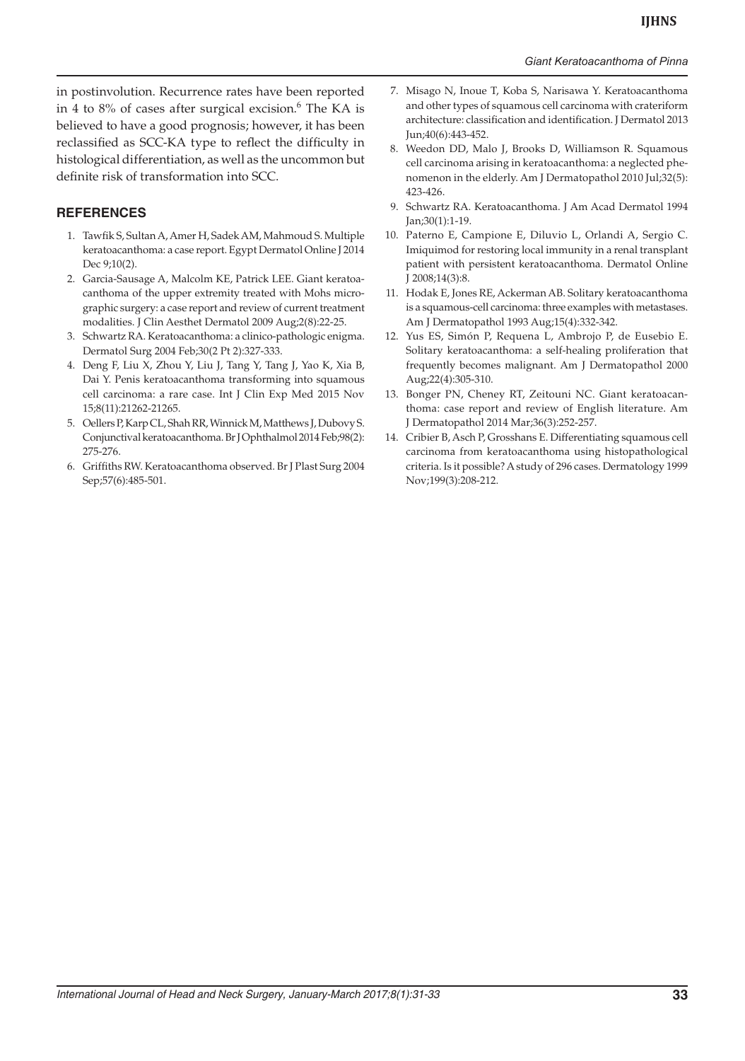in postinvolution. Recurrence rates have been reported in 4 to 8% of cases after surgical excision.[6] The KA is believed to have a good prognosis; however, it has been reclassified as SCC-KA type to reflect the difficulty in histological differentiation, as well as the uncommon but definite risk of transformation into SCC.

## REFERENCES

1. Tawfik S, Sultan A, Amer H, Sadek AM, Mahmoud S. Multiple keratoacanthoma: a case report. Egypt Dermatol Online J 2014 Dec 9;10(2).
2. Garcia-Sausage A, Malcolm KE, Patrick LEE. Giant keratoacanthoma of the upper extremity treated with Mohs micrographic surgery: a case report and review of current treatment modalities. J Clin Aesthet Dermatol 2009 Aug;2(8):22-25.
3. Schwartz RA. Keratoacanthoma: a clinico-pathologic enigma. Dermatol Surg 2004 Feb;30(2 Pt 2):327-333.
4. Deng F, Liu X, Zhou Y, Liu J, Tang Y, Tang J, Yao K, Xia B, Dai Y. Penis keratoacanthoma transforming into squamous cell carcinoma: a rare case. Int J Clin Exp Med 2015 Nov 15;8(11):21262-21265.
5. Oellers P, Karp CL, Shah RR, Winnick M, Matthews J, Dubovy S. Conjunctival keratoacanthoma. Br J Ophthalmol 2014 Feb;98(2): 275-276.
6. Griffiths RW. Keratoacanthoma observed. Br J Plast Surg 2004 Sep;57(6):485-501.
7. Misago N, Inoue T, Koba S, Narisawa Y. Keratoacanthoma and other types of squamous cell carcinoma with crateriform architecture: classification and identification. J Dermatol 2013 Jun;40(6):443-452.
8. Weedon DD, Malo J, Brooks D, Williamson R. Squamous cell carcinoma arising in keratoacanthoma: a neglected phenomenon in the elderly. Am J Dermatopathol 2010 Jul;32(5): 423-426.
9. Schwartz RA. Keratoacanthoma. J Am Acad Dermatol 1994 Jan;30(1):1-19.
10. Paterno E, Campione E, Diluvio L, Orlandi A, Sergio C. Imiquimod for restoring local immunity in a renal transplant patient with persistent keratoacanthoma. Dermatol Online J 2008;14(3):8.
11. Hodak E, Jones RE, Ackerman AB. Solitary keratoacanthoma is a squamous-cell carcinoma: three examples with metastases. Am J Dermatopathol 1993 Aug;15(4):332-342.
12. Yus ES, Simón P, Requena L, Ambrojo P, de Eusebio E. Solitary keratoacanthoma: a self-healing proliferation that frequently becomes malignant. Am J Dermatopathol 2000 Aug;22(4):305-310.
13. Bonger PN, Cheney RT, Zeitouni NC. Giant keratoacanthoma: case report and review of English literature. Am J Dermatopathol 2014 Mar;36(3):252-257.
14. Cribier B, Asch P, Grosshans E. Differentiating squamous cell carcinoma from keratoacanthoma using histopathological criteria. Is it possible? A study of 296 cases. Dermatology 1999 Nov;199(3):208-212.